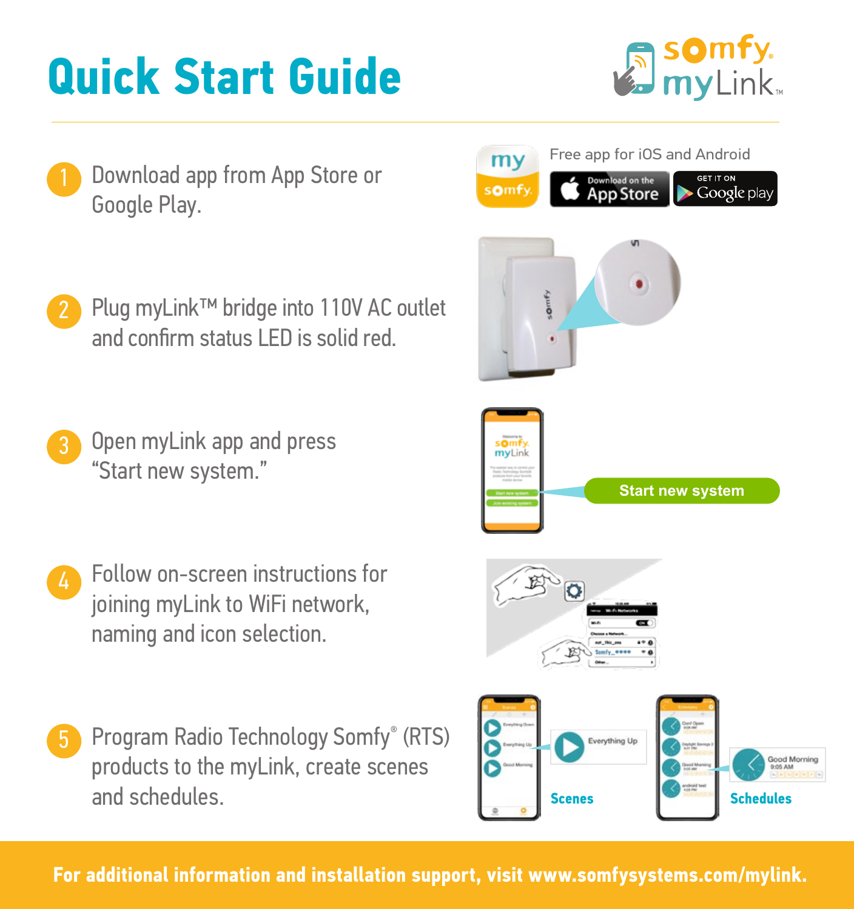# Quick Start Guide

somfy myLink™

1. Download app from App Store or Google Play.

Free app for iOS and Android

Download on the App Store | GET IT ON Google play

2. Plug myLink™ bridge into 110V AC outlet and confirm status LED is solid red.

3. Open myLink app and press “Start new system.”

Start new system

4. Follow on-screen instructions for joining myLink to WiFi network, naming and icon selection.

5. Program Radio Technology Somfy® (RTS) products to the myLink, create scenes and schedules.

Scenes

Schedules

**For additional information and installation support, visit www.somfysystems.com/mylink.**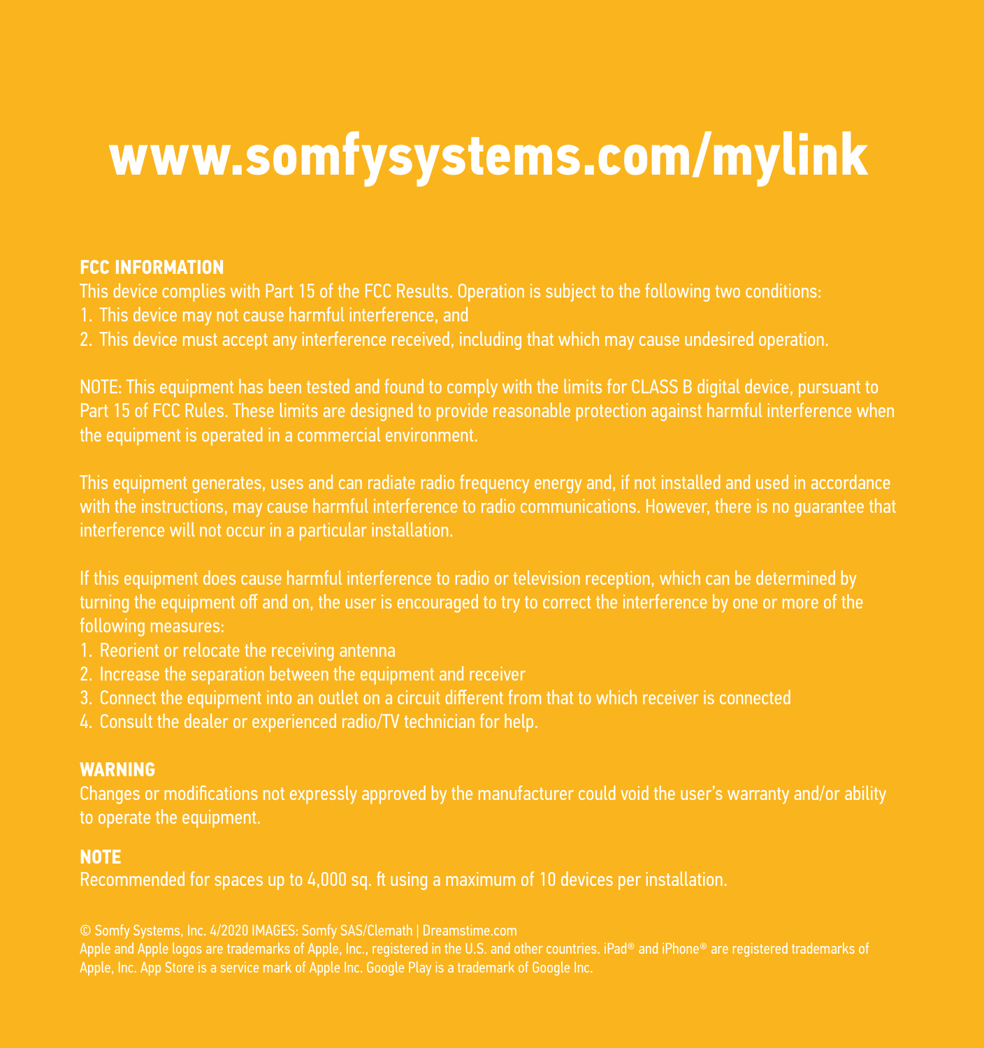# www.somfysystems.com/mylink

**FCC INFORMATION**

This device complies with Part 15 of the FCC Results. Operation is subject to the following two conditions:

1. This device may not cause harmful interference, and
2. This device must accept any interference received, including that which may cause undesired operation.

NOTE: This equipment has been tested and found to comply with the limits for CLASS B digital device, pursuant to Part 15 of FCC Rules. These limits are designed to provide reasonable protection against harmful interference when the equipment is operated in a commercial environment.

This equipment generates, uses and can radiate radio frequency energy and, if not installed and used in accordance with the instructions, may cause harmful interference to radio communications. However, there is no guarantee that interference will not occur in a particular installation.

If this equipment does cause harmful interference to radio or television reception, which can be determined by turning the equipment off and on, the user is encouraged to try to correct the interference by one or more of the following measures:

1. Reorient or relocate the receiving antenna
2. Increase the separation between the equipment and receiver
3. Connect the equipment into an outlet on a circuit different from that to which receiver is connected
4. Consult the dealer or experienced radio/TV technician for help.

**WARNING**

Changes or modifications not expressly approved by the manufacturer could void the user's warranty and/or ability to operate the equipment.

**NOTE**

Recommended for spaces up to 4,000 sq. ft using a maximum of 10 devices per installation.

© Somfy Systems, Inc. 4/2020 IMAGES: Somfy SAS/Clemath | Dreamstime.com
Apple and Apple logos are trademarks of Apple, Inc., registered in the U.S. and other countries. iPad® and iPhone® are registered trademarks of Apple, Inc. App Store is a service mark of Apple Inc. Google Play is a trademark of Google Inc.